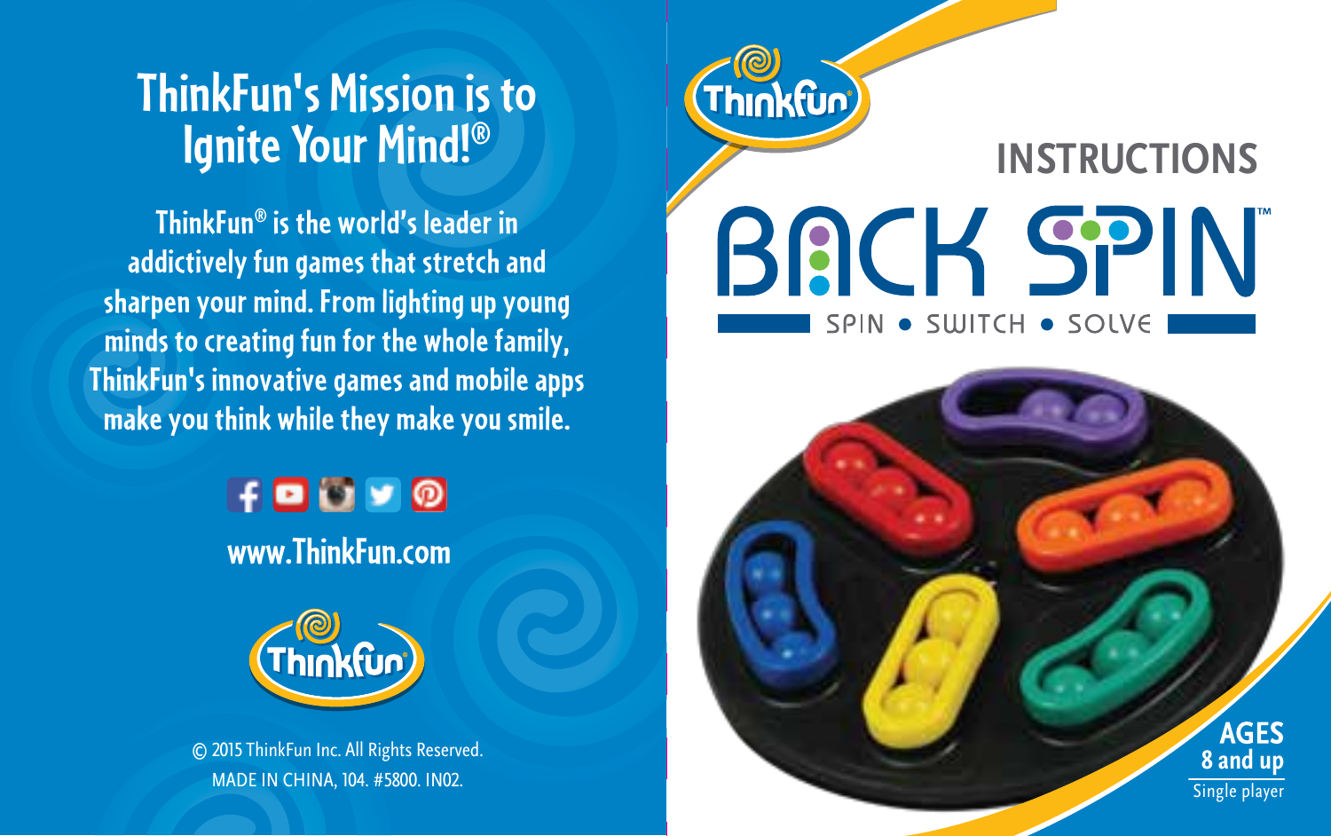# ThinkFun's Mission is to Ignite Your Mind!®

ThinkFun® is the world's leader in addictively fun games that stretch and sharpen your mind. From lighting up young minds to creating fun for the whole family, ThinkFun's innovative games and mobile apps make you think while they make you smile.

www.ThinkFun.com

© 2015 ThinkFun Inc. All Rights Reserved.
MADE IN CHINA, 104. #5800. IN02.

ThinkFun

## INSTRUCTIONS

# BACK SPIN™

SPIN • SWITCH • SOLVE

**AGES 8 and up**

Single player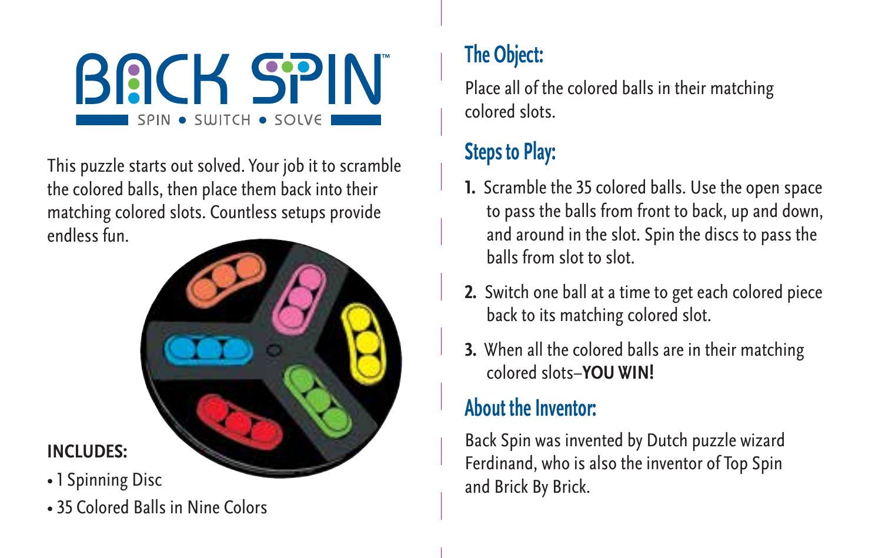# BACK SPIN™

SPIN • SWITCH • SOLVE

This puzzle starts out solved. Your job it to scramble the colored balls, then place them back into their matching colored slots. Countless setups provide endless fun.

**INCLUDES:**

- 1 Spinning Disc
- 35 Colored Balls in Nine Colors

## The Object:

Place all of the colored balls in their matching colored slots.

## Steps to Play:

1. Scramble the 35 colored balls. Use the open space to pass the balls from front to back, up and down, and around in the slot. Spin the discs to pass the balls from slot to slot.
2. Switch one ball at a time to get each colored piece back to its matching colored slot.
3. When all the colored balls are in their matching colored slots–**YOU WIN!**

## About the Inventor:

Back Spin was invented by Dutch puzzle wizard Ferdinand, who is also the inventor of Top Spin and Brick By Brick.